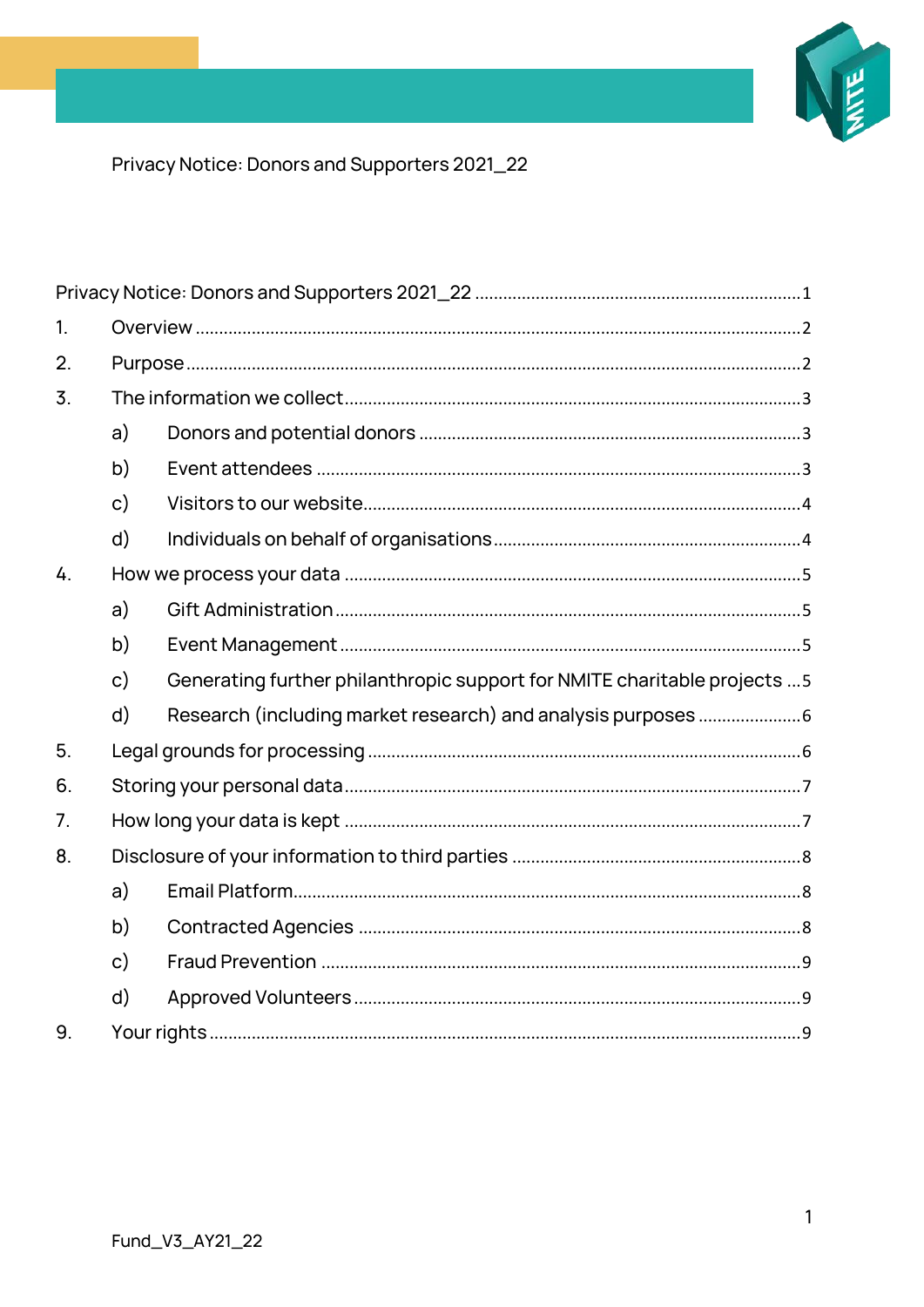Privacy Notice: Donors and Supporters 2021_22

Privacy Notice: Donors and Supporters 2021_22 ..... 1

1. Overview ..... 2
2. Purpose ..... 2
3. The information we collect ..... 3
   a) Donors and potential donors ..... 3
   b) Event attendees ..... 3
   c) Visitors to our website ..... 4
   d) Individuals on behalf of organisations ..... 4
4. How we process your data ..... 5
   a) Gift Administration ..... 5
   b) Event Management ..... 5
   c) Generating further philanthropic support for NMITE charitable projects ..... 5
   d) Research (including market research) and analysis purposes ..... 6
5. Legal grounds for processing ..... 6
6. Storing your personal data ..... 7
7. How long your data is kept ..... 7
8. Disclosure of your information to third parties ..... 8
   a) Email Platform ..... 8
   b) Contracted Agencies ..... 8
   c) Fraud Prevention ..... 9
   d) Approved Volunteers ..... 9
9. Your rights ..... 9

Fund_V3_AY21_22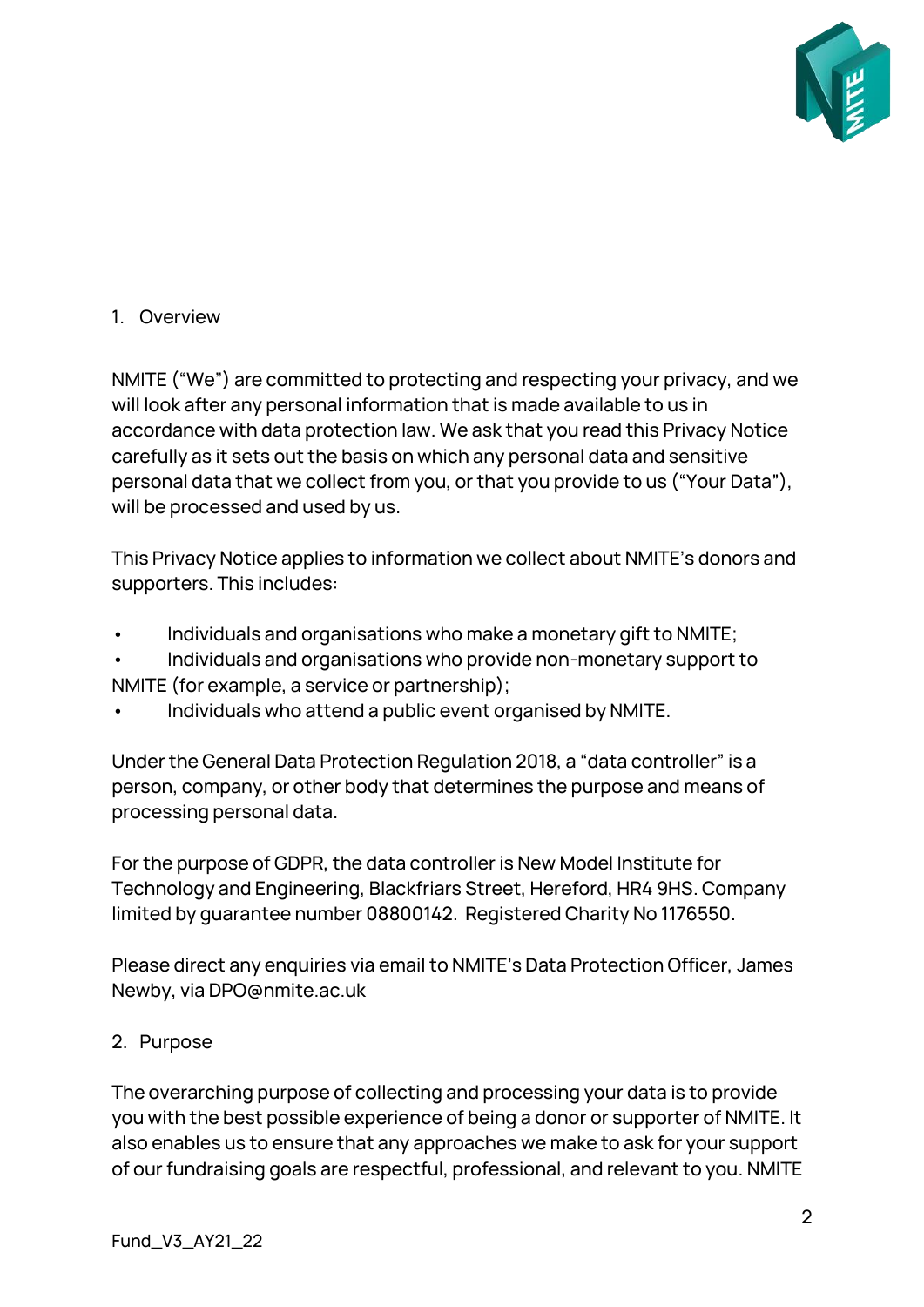## 1. Overview

NMITE ("We") are committed to protecting and respecting your privacy, and we will look after any personal information that is made available to us in accordance with data protection law. We ask that you read this Privacy Notice carefully as it sets out the basis on which any personal data and sensitive personal data that we collect from you, or that you provide to us ("Your Data"), will be processed and used by us.

This Privacy Notice applies to information we collect about NMITE's donors and supporters. This includes:

- Individuals and organisations who make a monetary gift to NMITE;
- Individuals and organisations who provide non-monetary support to NMITE (for example, a service or partnership);
- Individuals who attend a public event organised by NMITE.

Under the General Data Protection Regulation 2018, a "data controller" is a person, company, or other body that determines the purpose and means of processing personal data.

For the purpose of GDPR, the data controller is New Model Institute for Technology and Engineering, Blackfriars Street, Hereford, HR4 9HS. Company limited by guarantee number 08800142. Registered Charity No 1176550.

Please direct any enquiries via email to NMITE's Data Protection Officer, James Newby, via DPO@nmite.ac.uk

## 2. Purpose

The overarching purpose of collecting and processing your data is to provide you with the best possible experience of being a donor or supporter of NMITE. It also enables us to ensure that any approaches we make to ask for your support of our fundraising goals are respectful, professional, and relevant to you. NMITE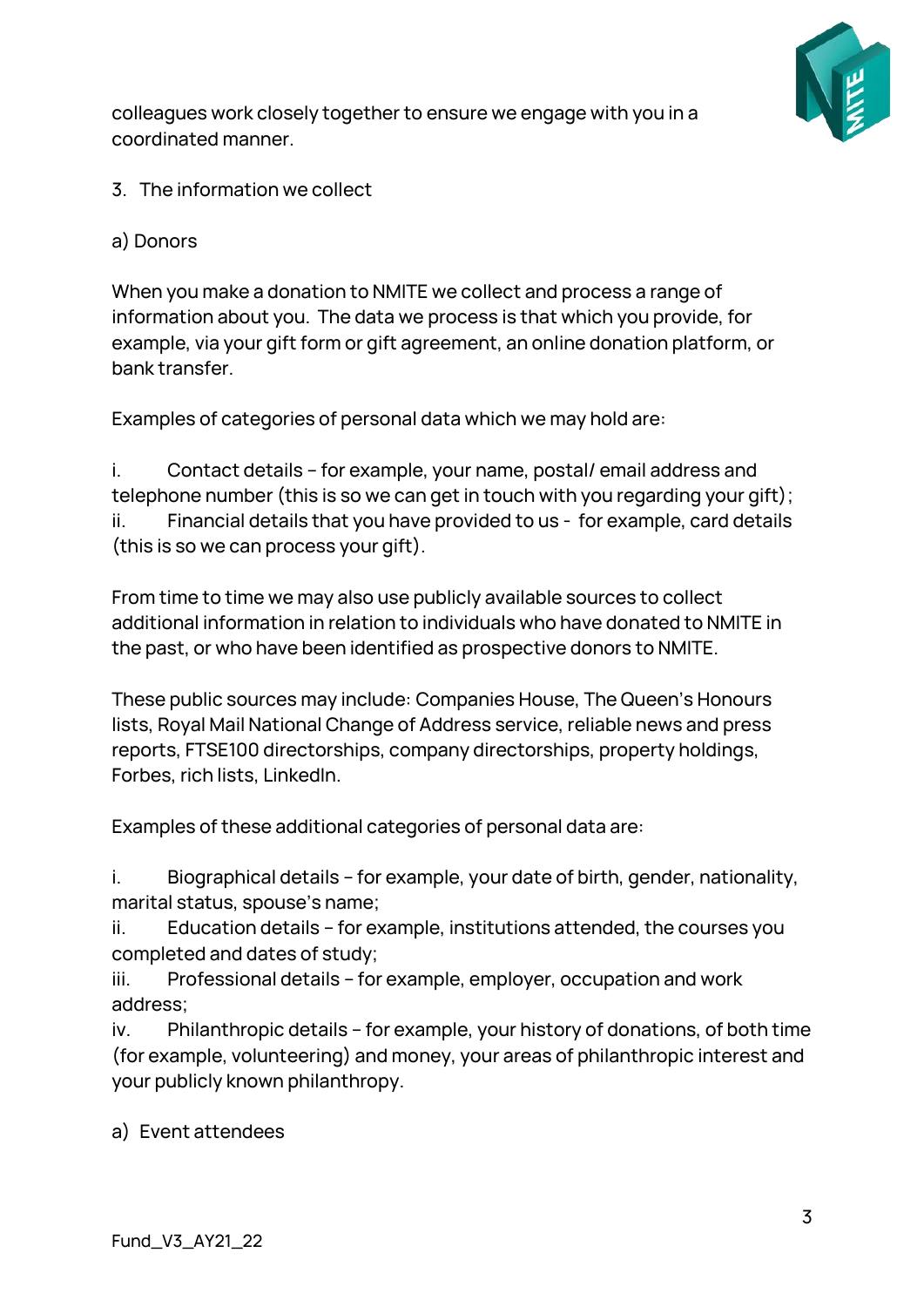colleagues work closely together to ensure we engage with you in a coordinated manner.

3. The information we collect

a) Donors

When you make a donation to NMITE we collect and process a range of information about you. The data we process is that which you provide, for example, via your gift form or gift agreement, an online donation platform, or bank transfer.

Examples of categories of personal data which we may hold are:

i. Contact details – for example, your name, postal/ email address and telephone number (this is so we can get in touch with you regarding your gift);
ii. Financial details that you have provided to us - for example, card details (this is so we can process your gift).

From time to time we may also use publicly available sources to collect additional information in relation to individuals who have donated to NMITE in the past, or who have been identified as prospective donors to NMITE.

These public sources may include: Companies House, The Queen's Honours lists, Royal Mail National Change of Address service, reliable news and press reports, FTSE100 directorships, company directorships, property holdings, Forbes, rich lists, LinkedIn.

Examples of these additional categories of personal data are:

i. Biographical details – for example, your date of birth, gender, nationality, marital status, spouse's name;
ii. Education details – for example, institutions attended, the courses you completed and dates of study;
iii. Professional details – for example, employer, occupation and work address;
iv. Philanthropic details – for example, your history of donations, of both time (for example, volunteering) and money, your areas of philanthropic interest and your publicly known philanthropy.

a) Event attendees

Fund_V3_AY21_22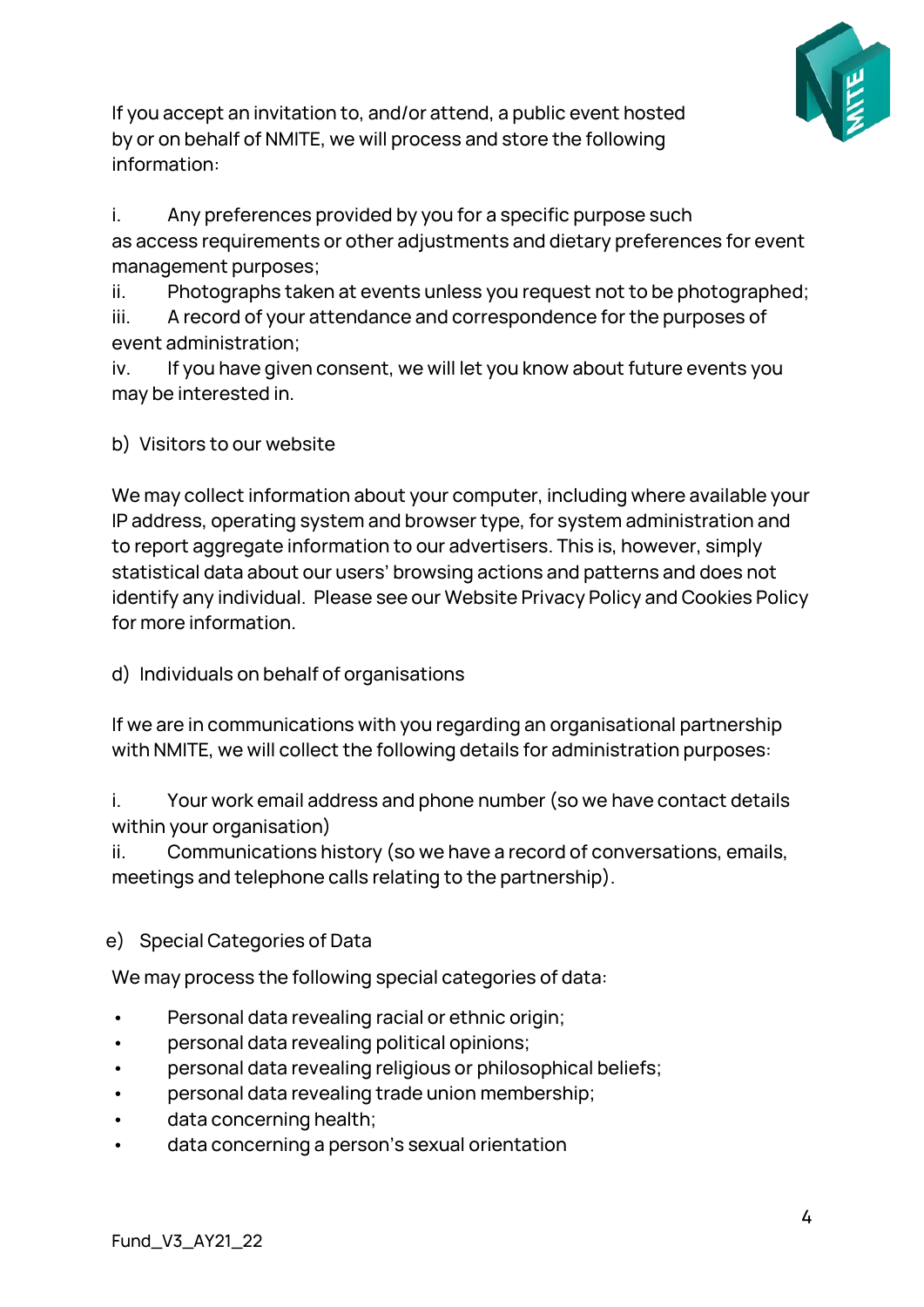If you accept an invitation to, and/or attend, a public event hosted by or on behalf of NMITE, we will process and store the following information:

i. Any preferences provided by you for a specific purpose such as access requirements or other adjustments and dietary preferences for event management purposes;
ii. Photographs taken at events unless you request not to be photographed;
iii. A record of your attendance and correspondence for the purposes of event administration;
iv. If you have given consent, we will let you know about future events you may be interested in.

b) Visitors to our website

We may collect information about your computer, including where available your IP address, operating system and browser type, for system administration and to report aggregate information to our advertisers. This is, however, simply statistical data about our users' browsing actions and patterns and does not identify any individual. Please see our Website Privacy Policy and Cookies Policy for more information.

d) Individuals on behalf of organisations

If we are in communications with you regarding an organisational partnership with NMITE, we will collect the following details for administration purposes:

i. Your work email address and phone number (so we have contact details within your organisation)
ii. Communications history (so we have a record of conversations, emails, meetings and telephone calls relating to the partnership).

e) Special Categories of Data

We may process the following special categories of data:

- Personal data revealing racial or ethnic origin;
- personal data revealing political opinions;
- personal data revealing religious or philosophical beliefs;
- personal data revealing trade union membership;
- data concerning health;
- data concerning a person's sexual orientation

Fund_V3_AY21_22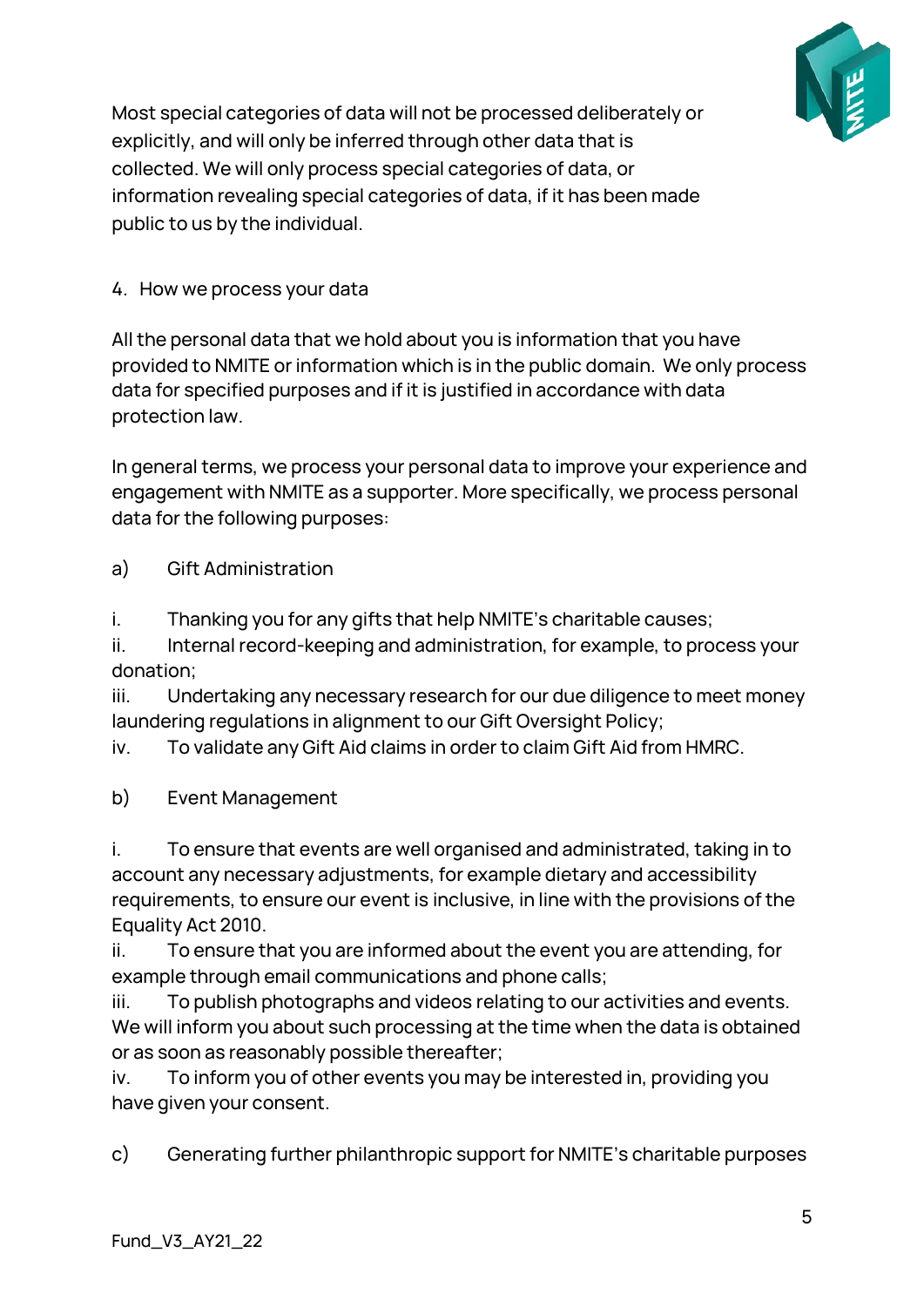Most special categories of data will not be processed deliberately or explicitly, and will only be inferred through other data that is collected. We will only process special categories of data, or information revealing special categories of data, if it has been made public to us by the individual.

## 4. How we process your data

All the personal data that we hold about you is information that you have provided to NMITE or information which is in the public domain. We only process data for specified purposes and if it is justified in accordance with data protection law.

In general terms, we process your personal data to improve your experience and engagement with NMITE as a supporter. More specifically, we process personal data for the following purposes:

a) Gift Administration

i. Thanking you for any gifts that help NMITE's charitable causes;
ii. Internal record-keeping and administration, for example, to process your donation;
iii. Undertaking any necessary research for our due diligence to meet money laundering regulations in alignment to our Gift Oversight Policy;
iv. To validate any Gift Aid claims in order to claim Gift Aid from HMRC.

b) Event Management

i. To ensure that events are well organised and administrated, taking in to account any necessary adjustments, for example dietary and accessibility requirements, to ensure our event is inclusive, in line with the provisions of the Equality Act 2010.
ii. To ensure that you are informed about the event you are attending, for example through email communications and phone calls;
iii. To publish photographs and videos relating to our activities and events. We will inform you about such processing at the time when the data is obtained or as soon as reasonably possible thereafter;
iv. To inform you of other events you may be interested in, providing you have given your consent.

c) Generating further philanthropic support for NMITE's charitable purposes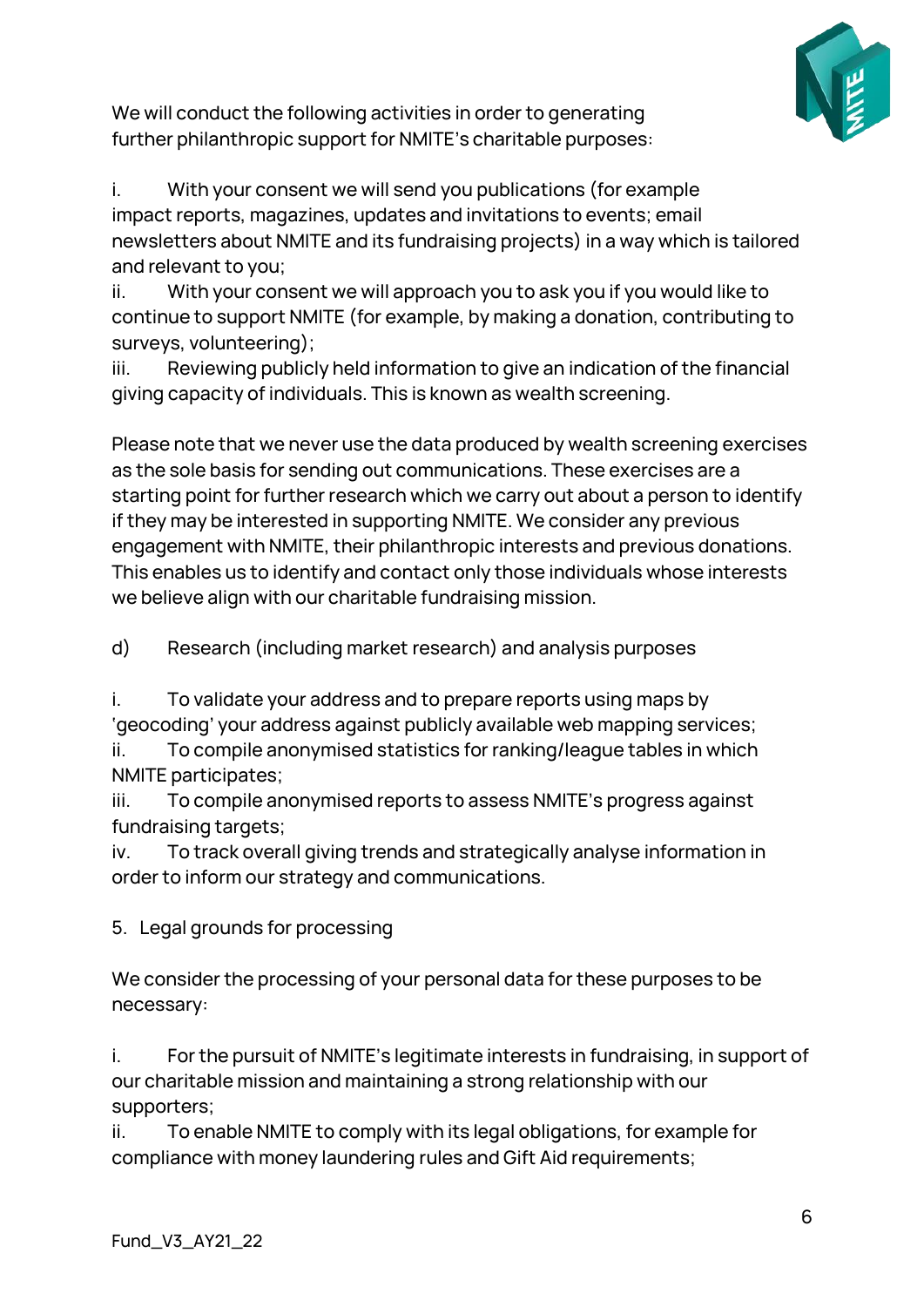We will conduct the following activities in order to generating further philanthropic support for NMITE's charitable purposes:

i. With your consent we will send you publications (for example impact reports, magazines, updates and invitations to events; email newsletters about NMITE and its fundraising projects) in a way which is tailored and relevant to you;
ii. With your consent we will approach you to ask you if you would like to continue to support NMITE (for example, by making a donation, contributing to surveys, volunteering);
iii. Reviewing publicly held information to give an indication of the financial giving capacity of individuals. This is known as wealth screening.

Please note that we never use the data produced by wealth screening exercises as the sole basis for sending out communications. These exercises are a starting point for further research which we carry out about a person to identify if they may be interested in supporting NMITE. We consider any previous engagement with NMITE, their philanthropic interests and previous donations. This enables us to identify and contact only those individuals whose interests we believe align with our charitable fundraising mission.

d) Research (including market research) and analysis purposes

i. To validate your address and to prepare reports using maps by 'geocoding' your address against publicly available web mapping services;
ii. To compile anonymised statistics for ranking/league tables in which NMITE participates;
iii. To compile anonymised reports to assess NMITE's progress against fundraising targets;
iv. To track overall giving trends and strategically analyse information in order to inform our strategy and communications.

## 5. Legal grounds for processing

We consider the processing of your personal data for these purposes to be necessary:

i. For the pursuit of NMITE's legitimate interests in fundraising, in support of our charitable mission and maintaining a strong relationship with our supporters;
ii. To enable NMITE to comply with its legal obligations, for example for compliance with money laundering rules and Gift Aid requirements;

Fund_V3_AY21_22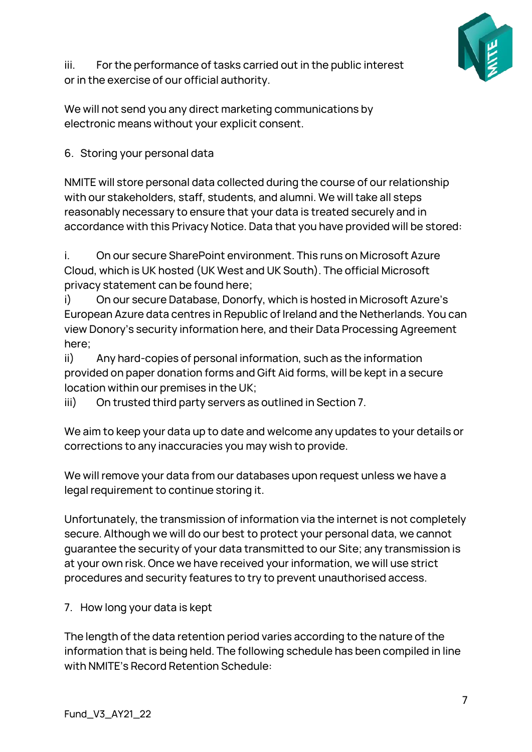iii. For the performance of tasks carried out in the public interest or in the exercise of our official authority.

We will not send you any direct marketing communications by electronic means without your explicit consent.

## 6. Storing your personal data

NMITE will store personal data collected during the course of our relationship with our stakeholders, staff, students, and alumni. We will take all steps reasonably necessary to ensure that your data is treated securely and in accordance with this Privacy Notice. Data that you have provided will be stored:

i. On our secure SharePoint environment. This runs on Microsoft Azure Cloud, which is UK hosted (UK West and UK South). The official Microsoft privacy statement can be found here;
i) On our secure Database, Donorfy, which is hosted in Microsoft Azure's European Azure data centres in Republic of Ireland and the Netherlands. You can view Donory's security information here, and their Data Processing Agreement here;
ii) Any hard-copies of personal information, such as the information provided on paper donation forms and Gift Aid forms, will be kept in a secure location within our premises in the UK;
iii) On trusted third party servers as outlined in Section 7.

We aim to keep your data up to date and welcome any updates to your details or corrections to any inaccuracies you may wish to provide.

We will remove your data from our databases upon request unless we have a legal requirement to continue storing it.

Unfortunately, the transmission of information via the internet is not completely secure. Although we will do our best to protect your personal data, we cannot guarantee the security of your data transmitted to our Site; any transmission is at your own risk. Once we have received your information, we will use strict procedures and security features to try to prevent unauthorised access.

## 7. How long your data is kept

The length of the data retention period varies according to the nature of the information that is being held. The following schedule has been compiled in line with NMITE's Record Retention Schedule: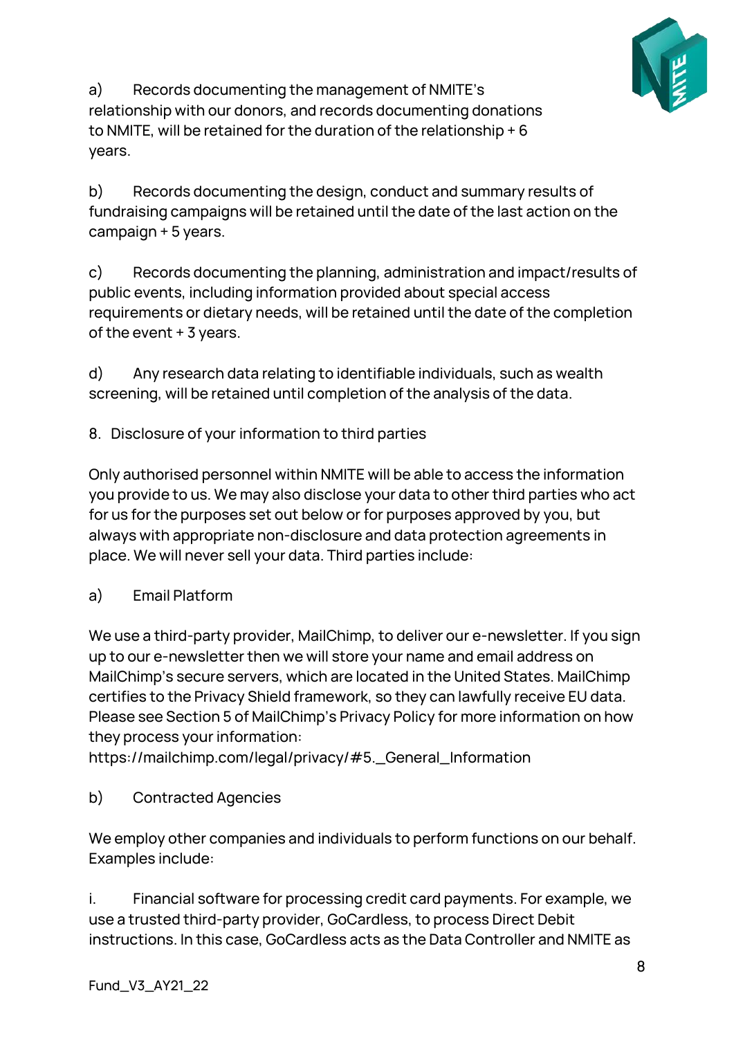a) Records documenting the management of NMITE's relationship with our donors, and records documenting donations to NMITE, will be retained for the duration of the relationship + 6 years.

b) Records documenting the design, conduct and summary results of fundraising campaigns will be retained until the date of the last action on the campaign + 5 years.

c) Records documenting the planning, administration and impact/results of public events, including information provided about special access requirements or dietary needs, will be retained until the date of the completion of the event + 3 years.

d) Any research data relating to identifiable individuals, such as wealth screening, will be retained until completion of the analysis of the data.

8. Disclosure of your information to third parties

Only authorised personnel within NMITE will be able to access the information you provide to us. We may also disclose your data to other third parties who act for us for the purposes set out below or for purposes approved by you, but always with appropriate non-disclosure and data protection agreements in place. We will never sell your data. Third parties include:

a) Email Platform

We use a third-party provider, MailChimp, to deliver our e-newsletter. If you sign up to our e-newsletter then we will store your name and email address on MailChimp's secure servers, which are located in the United States. MailChimp certifies to the Privacy Shield framework, so they can lawfully receive EU data. Please see Section 5 of MailChimp's Privacy Policy for more information on how they process your information: https://mailchimp.com/legal/privacy/#5._General_Information

b) Contracted Agencies

We employ other companies and individuals to perform functions on our behalf. Examples include:

i. Financial software for processing credit card payments. For example, we use a trusted third-party provider, GoCardless, to process Direct Debit instructions. In this case, GoCardless acts as the Data Controller and NMITE as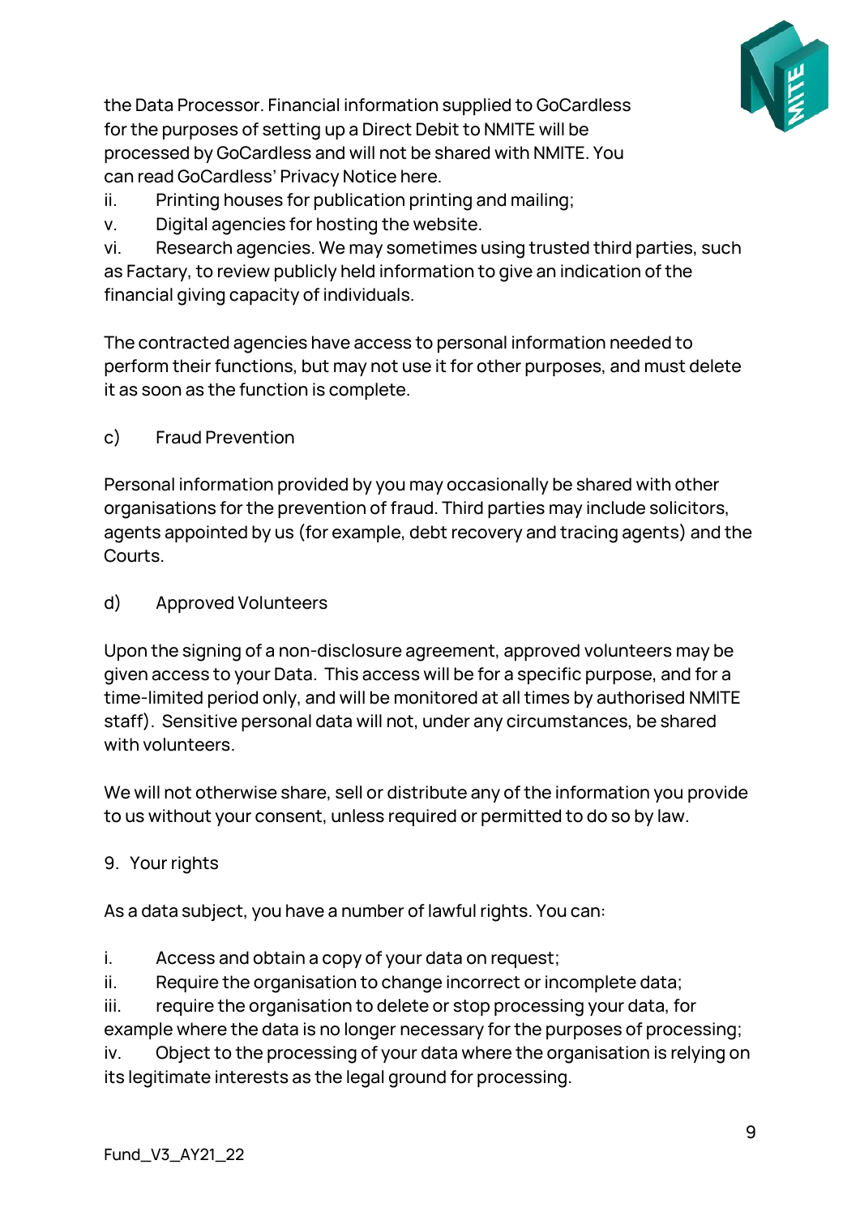the Data Processor. Financial information supplied to GoCardless for the purposes of setting up a Direct Debit to NMITE will be processed by GoCardless and will not be shared with NMITE. You can read GoCardless' Privacy Notice here.

ii. Printing houses for publication printing and mailing;

v. Digital agencies for hosting the website.

vi. Research agencies. We may sometimes using trusted third parties, such as Factary, to review publicly held information to give an indication of the financial giving capacity of individuals.

The contracted agencies have access to personal information needed to perform their functions, but may not use it for other purposes, and must delete it as soon as the function is complete.

c) Fraud Prevention

Personal information provided by you may occasionally be shared with other organisations for the prevention of fraud. Third parties may include solicitors, agents appointed by us (for example, debt recovery and tracing agents) and the Courts.

d) Approved Volunteers

Upon the signing of a non-disclosure agreement, approved volunteers may be given access to your Data. This access will be for a specific purpose, and for a time-limited period only, and will be monitored at all times by authorised NMITE staff). Sensitive personal data will not, under any circumstances, be shared with volunteers.

We will not otherwise share, sell or distribute any of the information you provide to us without your consent, unless required or permitted to do so by law.

## 9. Your rights

As a data subject, you have a number of lawful rights. You can:

i. Access and obtain a copy of your data on request;

ii. Require the organisation to change incorrect or incomplete data;

iii. require the organisation to delete or stop processing your data, for example where the data is no longer necessary for the purposes of processing;

iv. Object to the processing of your data where the organisation is relying on its legitimate interests as the legal ground for processing.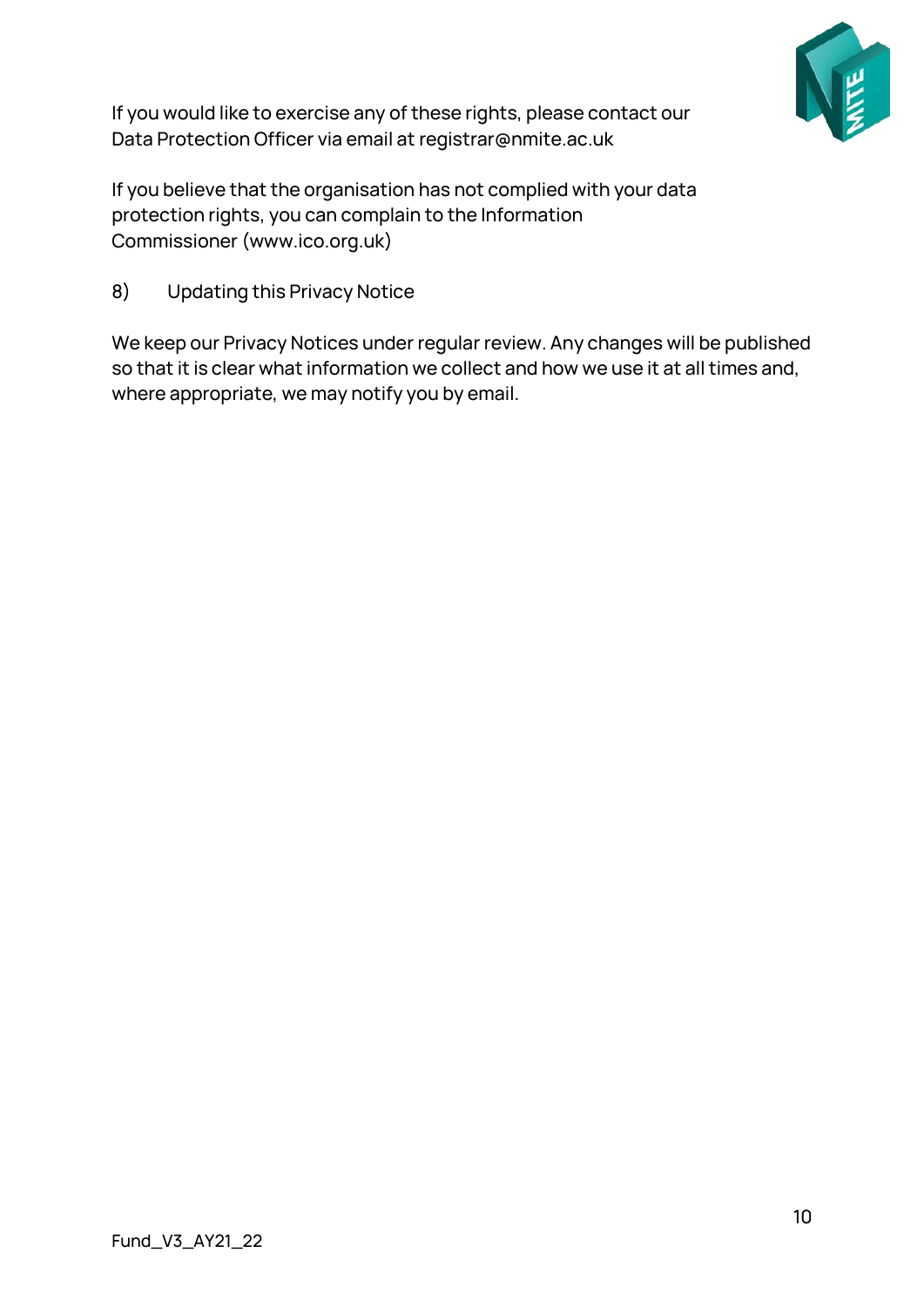If you would like to exercise any of these rights, please contact our Data Protection Officer via email at registrar@nmite.ac.uk

If you believe that the organisation has not complied with your data protection rights, you can complain to the Information Commissioner (www.ico.org.uk)

## 8) Updating this Privacy Notice

We keep our Privacy Notices under regular review. Any changes will be published so that it is clear what information we collect and how we use it at all times and, where appropriate, we may notify you by email.